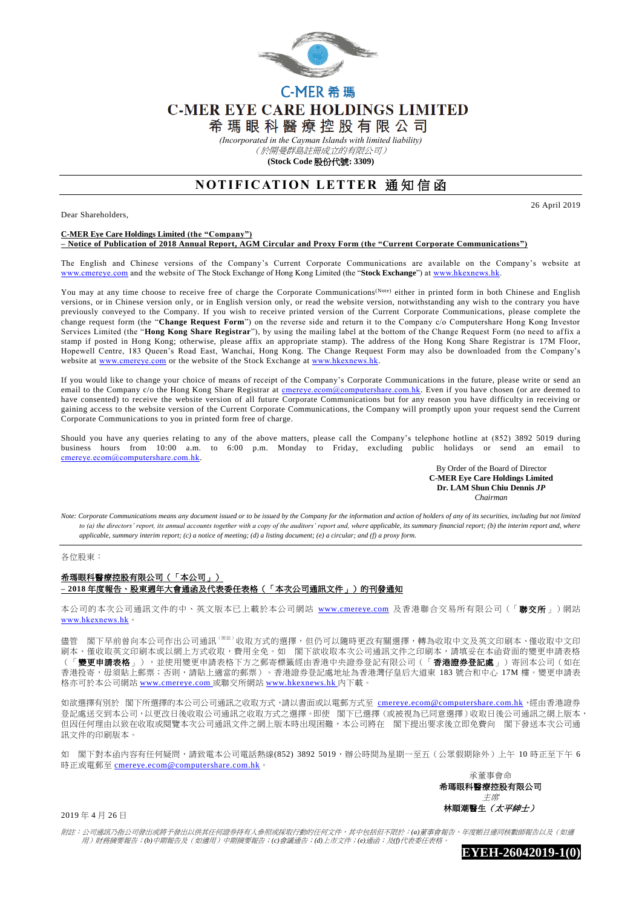C-MER 希瑪

# C-MER EYE CARE HOLDINGS LIMITED

# 希瑪眼科醫療控股有限公司

*(Incorporated in the Cayman Islands with limited liability)*

*（於開曼群島註冊成立的有限公司）*

**(Stock Code 股份代號: 3309)**

## NOTIFICATION LETTER 通知信函

26 April 2019

Dear Shareholders,

**C-MER Eye Care Holdings Limited (the "Company")**
**– Notice of Publication of 2018 Annual Report, AGM Circular and Proxy Form (the "Current Corporate Communications")**

The English and Chinese versions of the Company's Current Corporate Communications are available on the Company's website at www.cmereye.com and the website of The Stock Exchange of Hong Kong Limited (the "**Stock Exchange**") at www.hkexnews.hk.

You may at any time choose to receive free of charge the Corporate Communications(Note) either in printed form in both Chinese and English versions, or in Chinese version only, or in English version only, or read the website version, notwithstanding any wish to the contrary you have previously conveyed to the Company. If you wish to receive printed version of the Current Corporate Communications, please complete the change request form (the "**Change Request Form**") on the reverse side and return it to the Company c/o Computershare Hong Kong Investor Services Limited (the "**Hong Kong Share Registrar**"), by using the mailing label at the bottom of the Change Request Form (no need to affix a stamp if posted in Hong Kong; otherwise, please affix an appropriate stamp). The address of the Hong Kong Share Registrar is 17M Floor, Hopewell Centre, 183 Queen's Road East, Wanchai, Hong Kong. The Change Request Form may also be downloaded from the Company's website at www.cmereye.com or the website of the Stock Exchange at www.hkexnews.hk.

If you would like to change your choice of means of receipt of the Company's Corporate Communications in the future, please write or send an email to the Company c/o the Hong Kong Share Registrar at cmereye.ecom@computershare.com.hk. Even if you have chosen (or are deemed to have consented) to receive the website version of all future Corporate Communications but for any reason you have difficulty in receiving or gaining access to the website version of the Current Corporate Communications, the Company will promptly upon your request send the Current Corporate Communications to you in printed form free of charge.

Should you have any queries relating to any of the above matters, please call the Company's telephone hotline at (852) 3892 5019 during business hours from 10:00 a.m. to 6:00 p.m. Monday to Friday, excluding public holidays or send an email to cmereye.ecom@computershare.com.hk.

By Order of the Board of Director
**C-MER Eye Care Holdings Limited**
**Dr. LAM Shun Chiu Dennis** ***JP***
*Chairman*

*Note: Corporate Communications means any document issued or to be issued by the Company for the information and action of holders of any of its securities, including but not limited to (a) the directors' report, its annual accounts together with a copy of the auditors' report and, where applicable, its summary financial report; (b) the interim report and, where applicable, summary interim report; (c) a notice of meeting; (d) a listing document; (e) a circular; and (f) a proxy form.*

---

各位股東：

**希瑪眼科醫療控股有限公司（「本公司」）**
**– 2018 年度報告、股東週年大會通函及代表委任表格（「本次公司通訊文件」）的刊發通知**

本公司的本次公司通訊文件的中、英文版本已上載於本公司網站 www.cmereye.com 及香港聯合交易所有限公司（「**聯交所**」）網站 www.hkexnews.hk。

儘管 閣下早前曾向本公司作出公司通訊(附註)收取方式的選擇，但仍可以隨時更改有關選擇，轉為收取中文及英文印刷本、僅收取中文印刷本、僅收取英文印刷本或以網上方式收取，費用全免。如 閣下欲收取本次公司通訊文件之印刷本，請填妥在本函背面的變更申請表格（「**變更申請表格**」），並使用變更申請表格下方之郵寄標籤經由香港中央證券登記有限公司（「**香港證券登記處**」）寄回本公司（如在香港投寄，毋須貼上郵票；否則，請貼上適當的郵票）。香港證券登記處地址為香港灣仔皇后大道東 183 號合和中心 17M 樓。變更申請表格亦可於本公司網站 www.cmereye.com 或聯交所網站 www.hkexnews.hk 內下載。

如欲選擇有別於 閣下所選擇的本公司公司通訊之收取方式，請以書面或以電郵方式至 cmereye.ecom@computershare.com.hk，經由香港證券登記處送交到本公司，以更改日後收取公司通訊之收取方式之選擇。即使 閣下已選擇（或被視為已同意選擇）收取日後公司通訊之網上版本，但因任何理由以致在收取或閱覽本次公司通訊文件之網上版本時出現困難，本公司將在 閣下提出要求後立即免費向 閣下發送本次公司通訊文件的印刷版本。

如 閣下對本函內容有任何疑問，請致電本公司電話熱線(852) 3892 5019，辦公時間為星期一至五（公眾假期除外）上午 10 時正至下午 6 時正或電郵至 cmereye.ecom@computershare.com.hk。

承董事會命
**希瑪眼科醫療控股有限公司**
*主席*
**林順潮醫生（*太平紳士*）**

2019 年 4 月 26 日

*附註：公司通訊乃指公司發出或將予發出以供其任何證券持有人參照或採取行動的任何文件，其中包括但不限於：(a)董事會報告、年度帳目連同核數師報告以及（如適用）財務摘要報告；(b)中期報告及（如適用）中期摘要報告；(c)會議通告；(d)上市文件；(e)通函；及(f)代表委任表格。*

**EYEH-26042019-1(0)**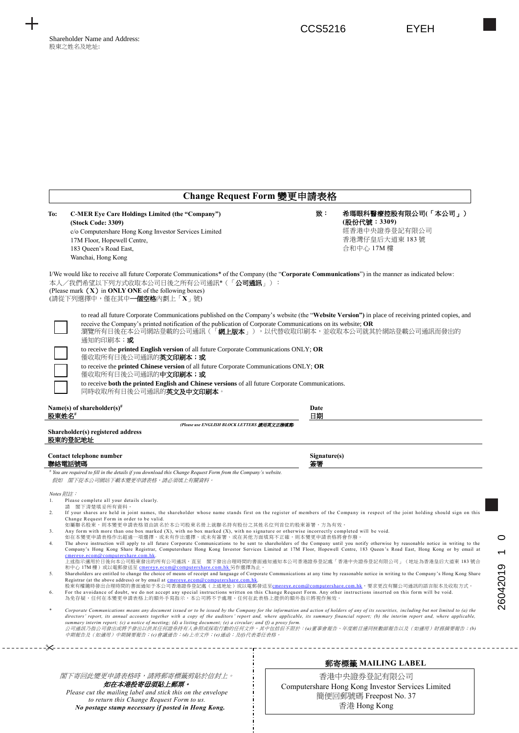CCS5216 EYEH

Shareholder Name and Address:
股東之姓名及地址:

# Change Request Form 變更申請表格

To: **C-MER Eye Care Holdings Limited (the "Company")**
**(Stock Code: 3309)**
c/o Computershare Hong Kong Investor Services Limited
17M Floor, Hopewell Centre,
183 Queen's Road East,
Wanchai, Hong Kong

致： **希瑪眼科醫療控股有限公司(「本公司」)**
**(股份代號：3309)**
經香港中央證券登記有限公司
香港灣仔皇后大道東 183 號
合和中心 17M 樓

I/We would like to receive all future Corporate Communications* of the Company (the "**Corporate Communications**") in the manner as indicated below:
本人／我們希望以下列方式收取本公司日後之所有公司通訊*（「**公司通訊**」）：
(Please mark（**X**）in **ONLY ONE** of the following boxes)
(請從下列選擇中，僅在其中**一個空格**內劃上「**X**」號)

☐ to read all future Corporate Communications published on the Company's website (the "**Website Version")** in place of receiving printed copies, and receive the Company's printed notification of the publication of Corporate Communications on its website; **OR**
瀏覽所有日後在本公司網站登載的公司通訊（「**網上版本**」），以代替收取印刷本，並收取本公司就其於網站登載公司通訊而發出的通知的印刷本；**或**

☐ to receive the **printed English version** of all future Corporate Communications ONLY; **OR**
僅收取所有日後公司通訊的**英文印刷本；或**

☐ to receive the **printed Chinese version** of all future Corporate Communications ONLY; **OR**
僅收取所有日後公司通訊的**中文印刷本；或**

☐ to receive **both the printed English and Chinese versions** of all future Corporate Communications.
同時收取所有日後公司通訊的**英文及中文印刷本**。

| | |
|---|---|
| **Name(s) of shareholder(s)**[#] **股東姓名**[#] *(Please use ENGLISH BLOCK LETTERS 請用英文正楷填寫)* | **Date 日期** |
| **Shareholder(s) registered address 股東的登記地址** | |
| **Contact telephone number 聯絡電話號碼** | **Signature(s) 簽署** |

[#] *You are required to fill in the details if you download this Change Request Form from the Company's website.*
*假如 閣下從本公司網站下載本變更申請表格，請必須填上有關資料。*

*Notes 附註：*

1. Please complete all your details clearly.
請 閣下清楚填妥所有資料。
2. If your shares are held in joint names, the shareholder whose name stands first on the register of members of the Company in respect of the joint holding should sign on this Change Request Form in order to be valid.
如屬聯名股東，則本變更申請表格須由該名於本公司股東名冊上就聯名持有股份之股東簽署，方為有效。
3. Any form with more than one box marked (X), with no box marked (X), with no signature or otherwise incorrectly completed will be void.
如在本變更申請表格作出超過一項選擇、或未有作出選擇、或未有簽署、或在其他方面填寫不正確，則本變更申請表格將會作廢。
4. The above instruction will apply to all future Corporate Communications to be sent to shareholders of the Company until you notify otherwise by reasonable notice in writing to the Company's Hong Kong Share Registrar, Computershare Hong Kong Investor Services Limited at 17M Floor, Hopewell Centre, 183 Queen's Road East, Hong Kong or by email at cmereye.ecom@computershare.com.hk.
上述指示適用於日後向本公司股東發出的所有公司通訊，直至 閣下發出合理時間的書面通知通知本公司香港證券登記處「香港中央證券登記有限公司」（地址為香港皇后大道東 183 號合和中心 17M 樓）或以電郵發送至 cmereye.ecom@computershare.com.hk 另作選擇為止。
5. Shareholders are entitled to change the choice of means of receipt and language of Corporate Communications at any time by reasonable notice in writing to the Company's Hong Kong Share Registrar (at the above address) or by email at cmereye.ecom@computershare.com.hk.
股東有權隨時發出合理時間的書面通知予本公司香港證券登記處（上述地址）或以電郵發送至cmereye.ecom@computershare.com.hk，要求更改有關公司通訊的語言版本及收取方式。
6. For the avoidance of doubt, we do not accept any special instructions written on this Change Request Form. Any other instructions inserted on this form will be void.
為免存疑，任何在本變更申請表格上的額外手寫指示，本公司將不予處理。任何在此表格上提供的額外指示將視作無效。

\* *Corporate Communications means any document issued or to be issued by the Company for the information and action of holders of any of its securities, including but not limited to (a) the directors' report, its annual accounts together with a copy of the auditors' report and, where applicable, its summary financial report; (b) the interim report and, where applicable, summary interim report; (c) a notice of meeting; (d) a listing document; (e) a circular; and (f) a proxy form.*
*公司通訊乃指公司發出或將予發出以供其任何證券持有人參照或採取行動的任何文件，其中包括但不限於：(a)董事會報告、年度帳目連同核數師報告以及（如適用）財務摘要報告；(b)中期報告及（如適用）中期摘要報告；(c)會議通告；(d)上市文件；(e)通函；及(f)代表委任表格。*

---

*閣下寄回此變更申請表格時，請將郵寄標籤剪貼於信封上。*
***如在本港投寄毋須貼上郵票。***
*Please cut the mailing label and stick this on the envelope to return this Change Request Form to us.*
***No postage stamp necessary if posted in Hong Kong.***

**郵寄標籤 MAILING LABEL**

香港中央證券登記有限公司
Computershare Hong Kong Investor Services Limited
簡便回郵號碼 Freepost No. 37
香港 Hong Kong

26042019 1 0